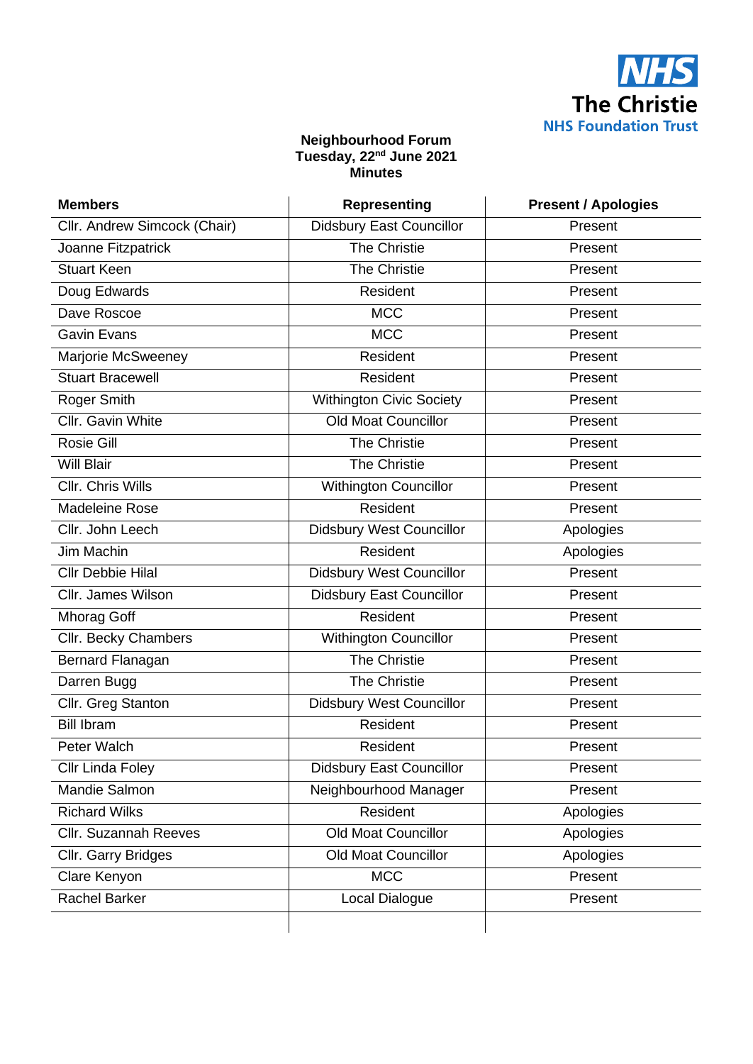NHS
The Christie
NHS Foundation Trust

**Neighbourhood Forum**
**Tuesday, 22nd June 2021**
**Minutes**

| Members | Representing | Present / Apologies |
|---|---|---|
| Cllr. Andrew Simcock (Chair) | Didsbury East Councillor | Present |
| Joanne Fitzpatrick | The Christie | Present |
| Stuart Keen | The Christie | Present |
| Doug Edwards | Resident | Present |
| Dave Roscoe | MCC | Present |
| Gavin Evans | MCC | Present |
| Marjorie McSweeney | Resident | Present |
| Stuart Bracewell | Resident | Present |
| Roger Smith | Withington Civic Society | Present |
| Cllr. Gavin White | Old Moat Councillor | Present |
| Rosie Gill | The Christie | Present |
| Will Blair | The Christie | Present |
| Cllr. Chris Wills | Withington Councillor | Present |
| Madeleine Rose | Resident | Present |
| Cllr. John Leech | Didsbury West Councillor | Apologies |
| Jim Machin | Resident | Apologies |
| Cllr Debbie Hilal | Didsbury West Councillor | Present |
| Cllr. James Wilson | Didsbury East Councillor | Present |
| Mhorag Goff | Resident | Present |
| Cllr. Becky Chambers | Withington Councillor | Present |
| Bernard Flanagan | The Christie | Present |
| Darren Bugg | The Christie | Present |
| Cllr. Greg Stanton | Didsbury West Councillor | Present |
| Bill Ibram | Resident | Present |
| Peter Walch | Resident | Present |
| Cllr Linda Foley | Didsbury East Councillor | Present |
| Mandie Salmon | Neighbourhood Manager | Present |
| Richard Wilks | Resident | Apologies |
| Cllr. Suzannah Reeves | Old Moat Councillor | Apologies |
| Cllr. Garry Bridges | Old Moat Councillor | Apologies |
| Clare Kenyon | MCC | Present |
| Rachel Barker | Local Dialogue | Present |
| | | |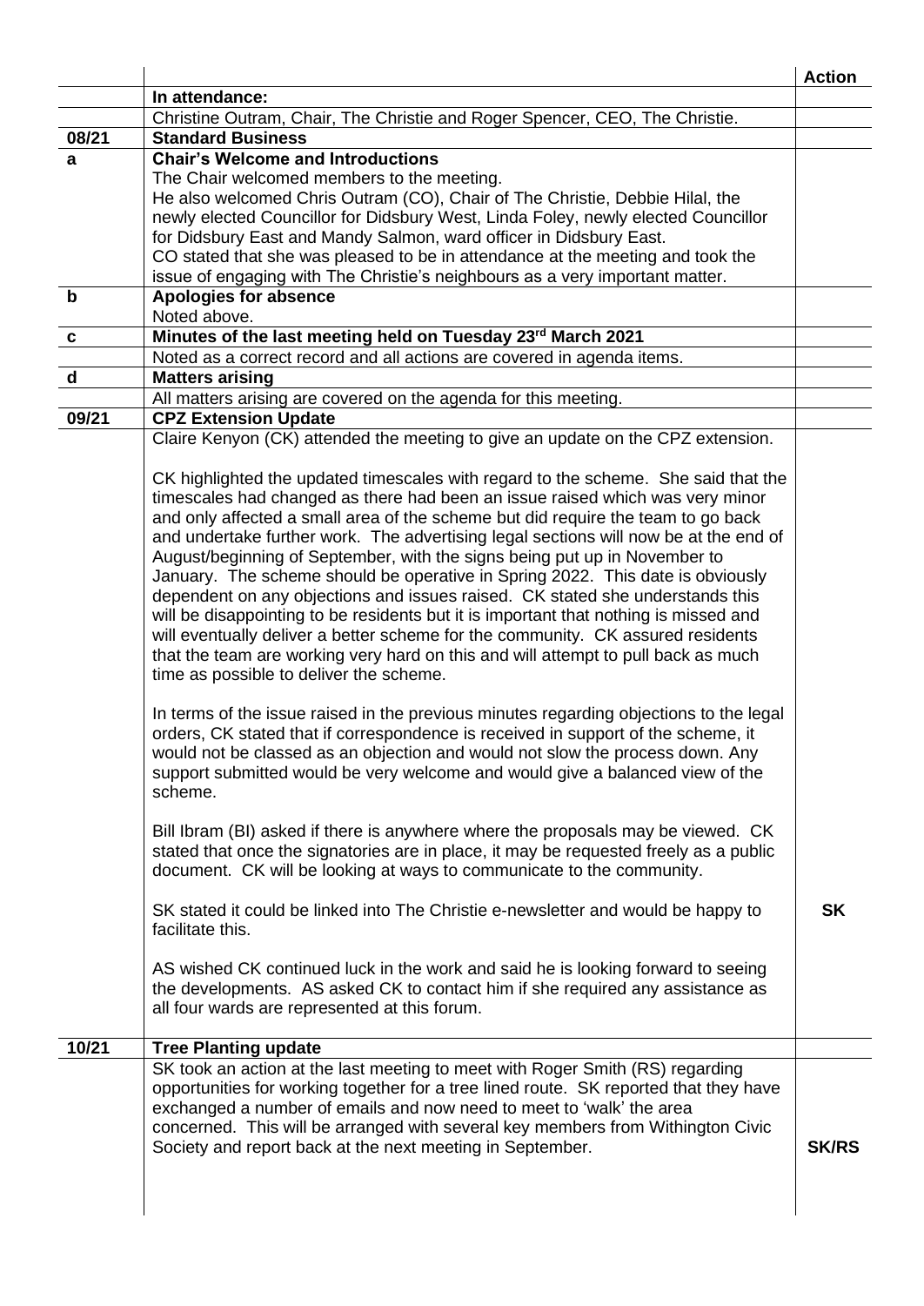| | | Action |
|---|---|---|
| | **In attendance:** | |
| | Christine Outram, Chair, The Christie and Roger Spencer, CEO, The Christie. | |
| **08/21** | **Standard Business** | |
| **a** | **Chair's Welcome and Introductions**<br>The Chair welcomed members to the meeting.<br>He also welcomed Chris Outram (CO), Chair of The Christie, Debbie Hilal, the newly elected Councillor for Didsbury West, Linda Foley, newly elected Councillor for Didsbury East and Mandy Salmon, ward officer in Didsbury East.<br>CO stated that she was pleased to be in attendance at the meeting and took the issue of engaging with The Christie's neighbours as a very important matter. | |
| **b** | **Apologies for absence**<br>Noted above. | |
| **c** | **Minutes of the last meeting held on Tuesday 23rd March 2021** | |
| | Noted as a correct record and all actions are covered in agenda items. | |
| **d** | **Matters arising** | |
| | All matters arising are covered on the agenda for this meeting. | |
| **09/21** | **CPZ Extension Update** | |
| | Claire Kenyon (CK) attended the meeting to give an update on the CPZ extension.<br><br>CK highlighted the updated timescales with regard to the scheme. She said that the timescales had changed as there had been an issue raised which was very minor and only affected a small area of the scheme but did require the team to go back and undertake further work. The advertising legal sections will now be at the end of August/beginning of September, with the signs being put up in November to January. The scheme should be operative in Spring 2022. This date is obviously dependent on any objections and issues raised. CK stated she understands this will be disappointing to be residents but it is important that nothing is missed and will eventually deliver a better scheme for the community. CK assured residents that the team are working very hard on this and will attempt to pull back as much time as possible to deliver the scheme.<br><br>In terms of the issue raised in the previous minutes regarding objections to the legal orders, CK stated that if correspondence is received in support of the scheme, it would not be classed as an objection and would not slow the process down. Any support submitted would be very welcome and would give a balanced view of the scheme.<br><br>Bill Ibram (BI) asked if there is anywhere where the proposals may be viewed. CK stated that once the signatories are in place, it may be requested freely as a public document. CK will be looking at ways to communicate to the community.<br><br>SK stated it could be linked into The Christie e-newsletter and would be happy to facilitate this.<br><br>AS wished CK continued luck in the work and said he is looking forward to seeing the developments. AS asked CK to contact him if she required any assistance as all four wards are represented at this forum. | **SK** |
| **10/21** | **Tree Planting update** | |
| | SK took an action at the last meeting to meet with Roger Smith (RS) regarding opportunities for working together for a tree lined route. SK reported that they have exchanged a number of emails and now need to meet to 'walk' the area concerned. This will be arranged with several key members from Withington Civic Society and report back at the next meeting in September. | **SK/RS** |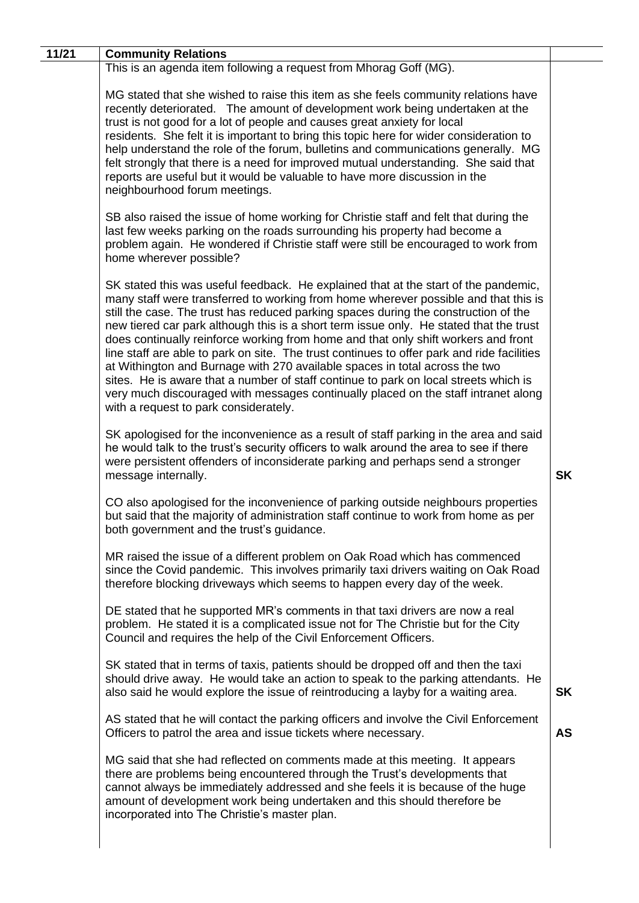| 11/21 | Community Relations | |
|---|---|---|
| | This is an agenda item following a request from Mhorag Goff (MG).<br><br>MG stated that she wished to raise this item as she feels community relations have recently deteriorated. The amount of development work being undertaken at the trust is not good for a lot of people and causes great anxiety for local residents. She felt it is important to bring this topic here for wider consideration to help understand the role of the forum, bulletins and communications generally. MG felt strongly that there is a need for improved mutual understanding. She said that reports are useful but it would be valuable to have more discussion in the neighbourhood forum meetings.<br><br>SB also raised the issue of home working for Christie staff and felt that during the last few weeks parking on the roads surrounding his property had become a problem again. He wondered if Christie staff were still be encouraged to work from home wherever possible?<br><br>SK stated this was useful feedback. He explained that at the start of the pandemic, many staff were transferred to working from home wherever possible and that this is still the case. The trust has reduced parking spaces during the construction of the new tiered car park although this is a short term issue only. He stated that the trust does continually reinforce working from home and that only shift workers and front line staff are able to park on site. The trust continues to offer park and ride facilities at Withington and Burnage with 270 available spaces in total across the two sites. He is aware that a number of staff continue to park on local streets which is very much discouraged with messages continually placed on the staff intranet along with a request to park considerately. | |
| | SK apologised for the inconvenience as a result of staff parking in the area and said he would talk to the trust's security officers to walk around the area to see if there were persistent offenders of inconsiderate parking and perhaps send a stronger message internally. | **SK** |
| | CO also apologised for the inconvenience of parking outside neighbours properties but said that the majority of administration staff continue to work from home as per both government and the trust's guidance.<br><br>MR raised the issue of a different problem on Oak Road which has commenced since the Covid pandemic. This involves primarily taxi drivers waiting on Oak Road therefore blocking driveways which seems to happen every day of the week.<br><br>DE stated that he supported MR's comments in that taxi drivers are now a real problem. He stated it is a complicated issue not for The Christie but for the City Council and requires the help of the Civil Enforcement Officers. | |
| | SK stated that in terms of taxis, patients should be dropped off and then the taxi should drive away. He would take an action to speak to the parking attendants. He also said he would explore the issue of reintroducing a layby for a waiting area. | **SK** |
| | AS stated that he will contact the parking officers and involve the Civil Enforcement Officers to patrol the area and issue tickets where necessary. | **AS** |
| | MG said that she had reflected on comments made at this meeting. It appears there are problems being encountered through the Trust's developments that cannot always be immediately addressed and she feels it is because of the huge amount of development work being undertaken and this should therefore be incorporated into The Christie's master plan. | |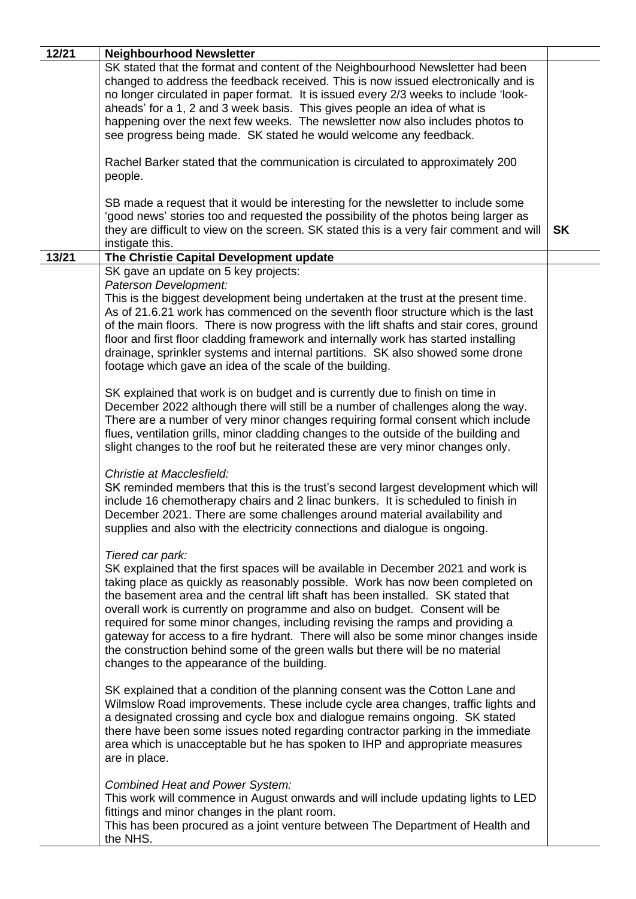| | | |
|---|---|---|
| 12/21 | **Neighbourhood Newsletter** | |
| | SK stated that the format and content of the Neighbourhood Newsletter had been changed to address the feedback received. This is now issued electronically and is no longer circulated in paper format. It is issued every 2/3 weeks to include 'look-aheads' for a 1, 2 and 3 week basis. This gives people an idea of what is happening over the next few weeks. The newsletter now also includes photos to see progress being made. SK stated he would welcome any feedback.<br><br>Rachel Barker stated that the communication is circulated to approximately 200 people.<br><br>SB made a request that it would be interesting for the newsletter to include some 'good news' stories too and requested the possibility of the photos being larger as they are difficult to view on the screen. SK stated this is a very fair comment and will instigate this. | **SK** |
| 13/21 | **The Christie Capital Development update** | |
| | SK gave an update on 5 key projects:<br>*Paterson Development:*<br>This is the biggest development being undertaken at the trust at the present time. As of 21.6.21 work has commenced on the seventh floor structure which is the last of the main floors. There is now progress with the lift shafts and stair cores, ground floor and first floor cladding framework and internally work has started installing drainage, sprinkler systems and internal partitions. SK also showed some drone footage which gave an idea of the scale of the building.<br><br>SK explained that work is on budget and is currently due to finish on time in December 2022 although there will still be a number of challenges along the way. There are a number of very minor changes requiring formal consent which include flues, ventilation grills, minor cladding changes to the outside of the building and slight changes to the roof but he reiterated these are very minor changes only.<br><br>*Christie at Macclesfield:*<br>SK reminded members that this is the trust's second largest development which will include 16 chemotherapy chairs and 2 linac bunkers. It is scheduled to finish in December 2021. There are some challenges around material availability and supplies and also with the electricity connections and dialogue is ongoing.<br><br>*Tiered car park:*<br>SK explained that the first spaces will be available in December 2021 and work is taking place as quickly as reasonably possible. Work has now been completed on the basement area and the central lift shaft has been installed. SK stated that overall work is currently on programme and also on budget. Consent will be required for some minor changes, including revising the ramps and providing a gateway for access to a fire hydrant. There will also be some minor changes inside the construction behind some of the green walls but there will be no material changes to the appearance of the building.<br><br>SK explained that a condition of the planning consent was the Cotton Lane and Wilmslow Road improvements. These include cycle area changes, traffic lights and a designated crossing and cycle box and dialogue remains ongoing. SK stated there have been some issues noted regarding contractor parking in the immediate area which is unacceptable but he has spoken to IHP and appropriate measures are in place.<br><br>*Combined Heat and Power System:*<br>This work will commence in August onwards and will include updating lights to LED fittings and minor changes in the plant room.<br>This has been procured as a joint venture between The Department of Health and the NHS. | |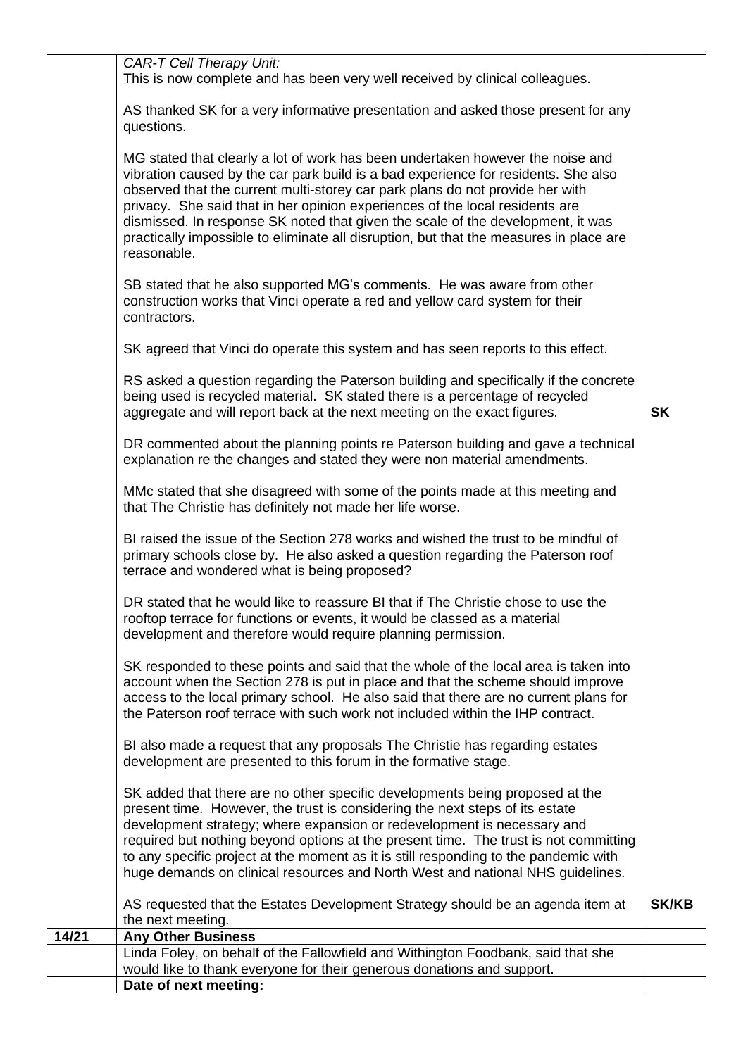| | | |
|---|---|---|
| | *CAR-T Cell Therapy Unit:*<br>This is now complete and has been very well received by clinical colleagues.<br><br>AS thanked SK for a very informative presentation and asked those present for any questions.<br><br>MG stated that clearly a lot of work has been undertaken however the noise and vibration caused by the car park build is a bad experience for residents. She also observed that the current multi-storey car park plans do not provide her with privacy. She said that in her opinion experiences of the local residents are dismissed. In response SK noted that given the scale of the development, it was practically impossible to eliminate all disruption, but that the measures in place are reasonable.<br><br>SB stated that he also supported MG's comments. He was aware from other construction works that Vinci operate a red and yellow card system for their contractors.<br><br>SK agreed that Vinci do operate this system and has seen reports to this effect.<br><br>RS asked a question regarding the Paterson building and specifically if the concrete being used is recycled material. SK stated there is a percentage of recycled aggregate and will report back at the next meeting on the exact figures. | **SK** |
| | DR commented about the planning points re Paterson building and gave a technical explanation re the changes and stated they were non material amendments.<br><br>MMc stated that she disagreed with some of the points made at this meeting and that The Christie has definitely not made her life worse.<br><br>BI raised the issue of the Section 278 works and wished the trust to be mindful of primary schools close by. He also asked a question regarding the Paterson roof terrace and wondered what is being proposed?<br><br>DR stated that he would like to reassure BI that if The Christie chose to use the rooftop terrace for functions or events, it would be classed as a material development and therefore would require planning permission.<br><br>SK responded to these points and said that the whole of the local area is taken into account when the Section 278 is put in place and that the scheme should improve access to the local primary school. He also said that there are no current plans for the Paterson roof terrace with such work not included within the IHP contract.<br><br>BI also made a request that any proposals The Christie has regarding estates development are presented to this forum in the formative stage.<br><br>SK added that there are no other specific developments being proposed at the present time. However, the trust is considering the next steps of its estate development strategy; where expansion or redevelopment is necessary and required but nothing beyond options at the present time. The trust is not committing to any specific project at the moment as it is still responding to the pandemic with huge demands on clinical resources and North West and national NHS guidelines. | |
| | AS requested that the Estates Development Strategy should be an agenda item at the next meeting. | **SK/KB** |
| **14/21** | **Any Other Business** | |
| | Linda Foley, on behalf of the Fallowfield and Withington Foodbank, said that she would like to thank everyone for their generous donations and support. | |
| | **Date of next meeting:** | |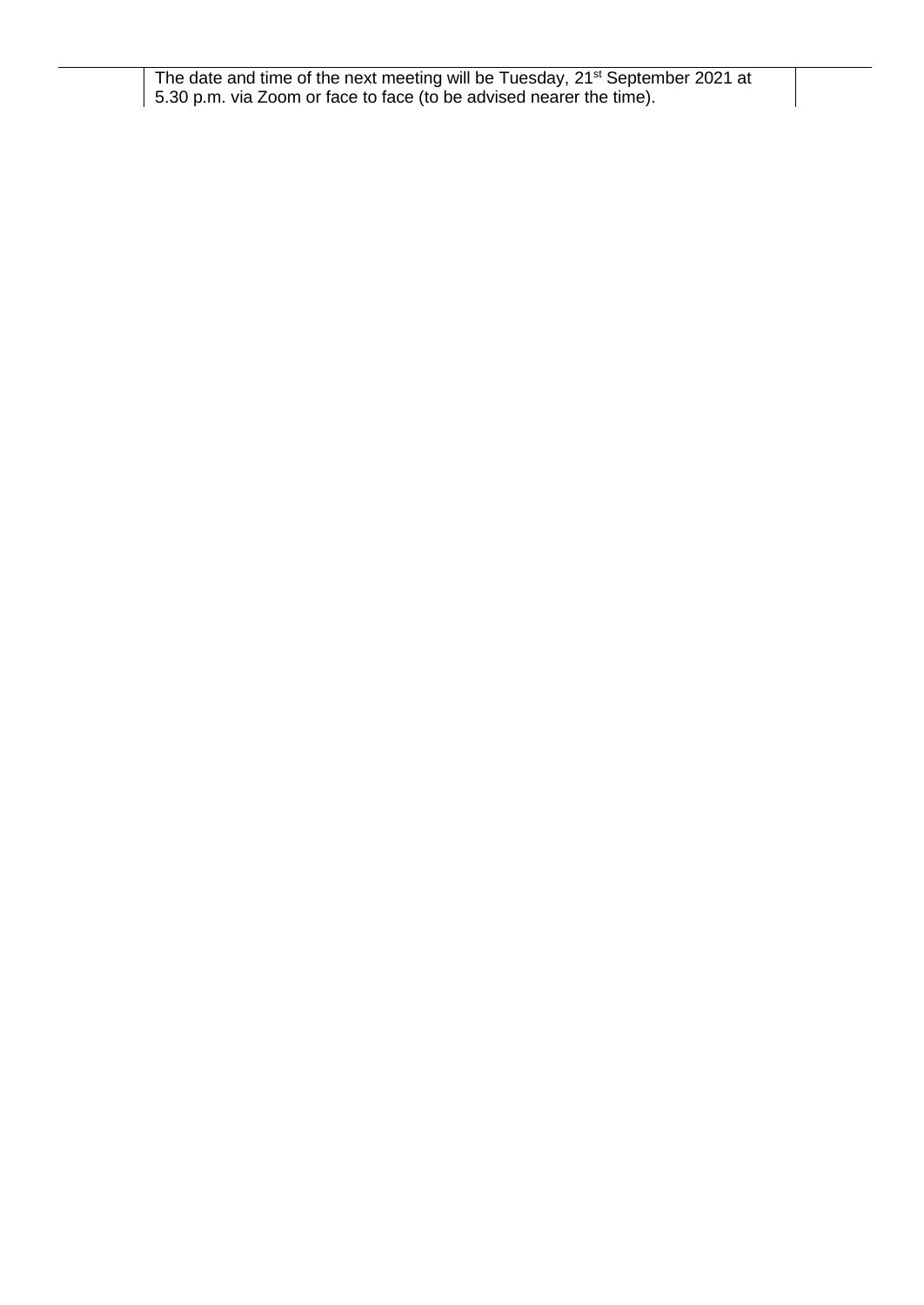| | | |
|---|---|---|
| | The date and time of the next meeting will be Tuesday, 21st September 2021 at 5.30 p.m. via Zoom or face to face (to be advised nearer the time). | |